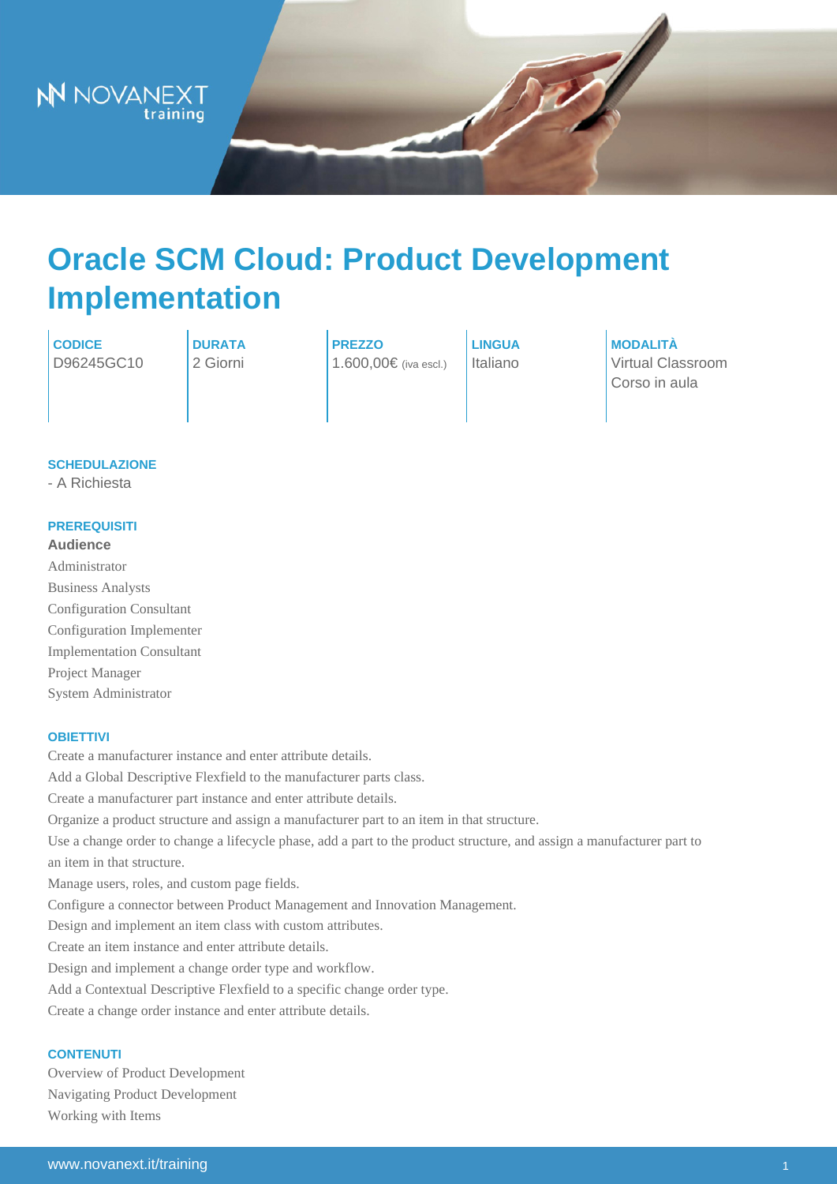# Oracle SCM Cloud: Product Development Implementation

| CODICE | DURATA | PREZZO | LINGUA | MODALITÀ |
|---|---|---|---|---|
| D96245GC10 | 2 Giorni | 1.600,00€ (iva escl.) | Italiano | Virtual Classroom<br>Corso in aula |

### SCHEDULAZIONE

- A Richiesta

### PREREQUISITI

**Audience**

Administrator
Business Analysts
Configuration Consultant
Configuration Implementer
Implementation Consultant
Project Manager
System Administrator

### OBIETTIVI

Create a manufacturer instance and enter attribute details.
Add a Global Descriptive Flexfield to the manufacturer parts class.
Create a manufacturer part instance and enter attribute details.
Organize a product structure and assign a manufacturer part to an item in that structure.
Use a change order to change a lifecycle phase, add a part to the product structure, and assign a manufacturer part to an item in that structure.
Manage users, roles, and custom page fields.
Configure a connector between Product Management and Innovation Management.
Design and implement an item class with custom attributes.
Create an item instance and enter attribute details.
Design and implement a change order type and workflow.
Add a Contextual Descriptive Flexfield to a specific change order type.
Create a change order instance and enter attribute details.

### CONTENUTI

Overview of Product Development
Navigating Product Development
Working with Items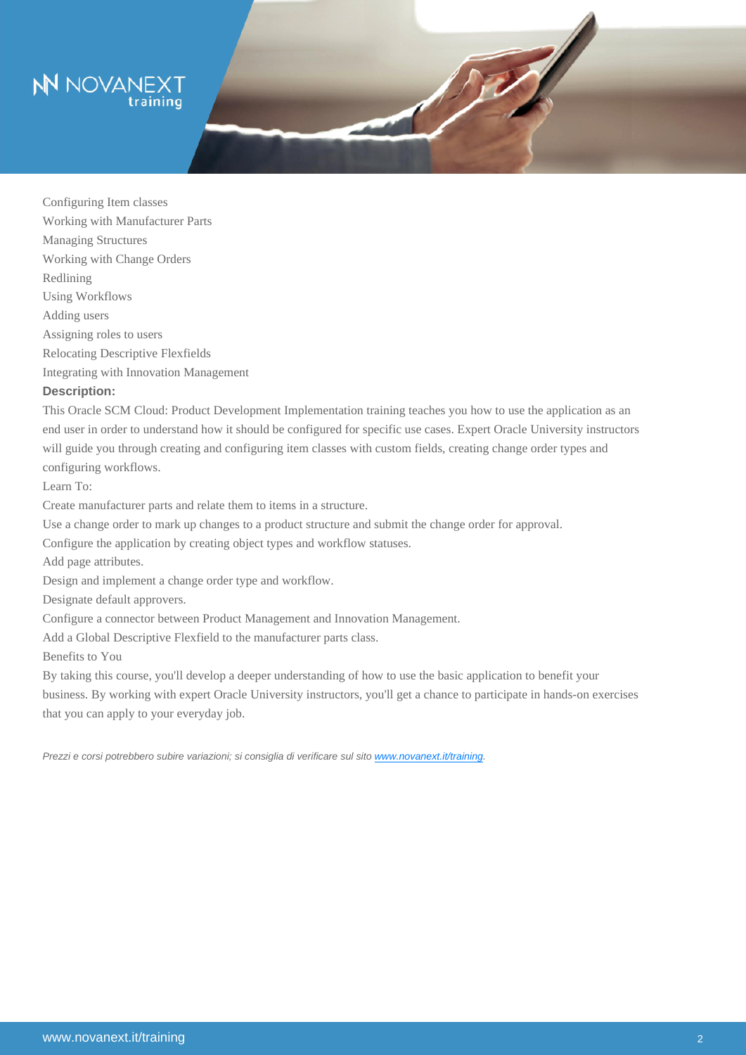Configuring Item classes
Working with Manufacturer Parts
Managing Structures
Working with Change Orders
Redlining
Using Workflows
Adding users
Assigning roles to users
Relocating Descriptive Flexfields
Integrating with Innovation Management

**Description:**

This Oracle SCM Cloud: Product Development Implementation training teaches you how to use the application as an end user in order to understand how it should be configured for specific use cases. Expert Oracle University instructors will guide you through creating and configuring item classes with custom fields, creating change order types and configuring workflows.

Learn To:

Create manufacturer parts and relate them to items in a structure.
Use a change order to mark up changes to a product structure and submit the change order for approval.
Configure the application by creating object types and workflow statuses.
Add page attributes.
Design and implement a change order type and workflow.
Designate default approvers.
Configure a connector between Product Management and Innovation Management.
Add a Global Descriptive Flexfield to the manufacturer parts class.

Benefits to You

By taking this course, you'll develop a deeper understanding of how to use the basic application to benefit your business. By working with expert Oracle University instructors, you'll get a chance to participate in hands-on exercises that you can apply to your everyday job.

*Prezzi e corsi potrebbero subire variazioni; si consiglia di verificare sul sito [www.novanext.it/training](http://www.novanext.it/training).*